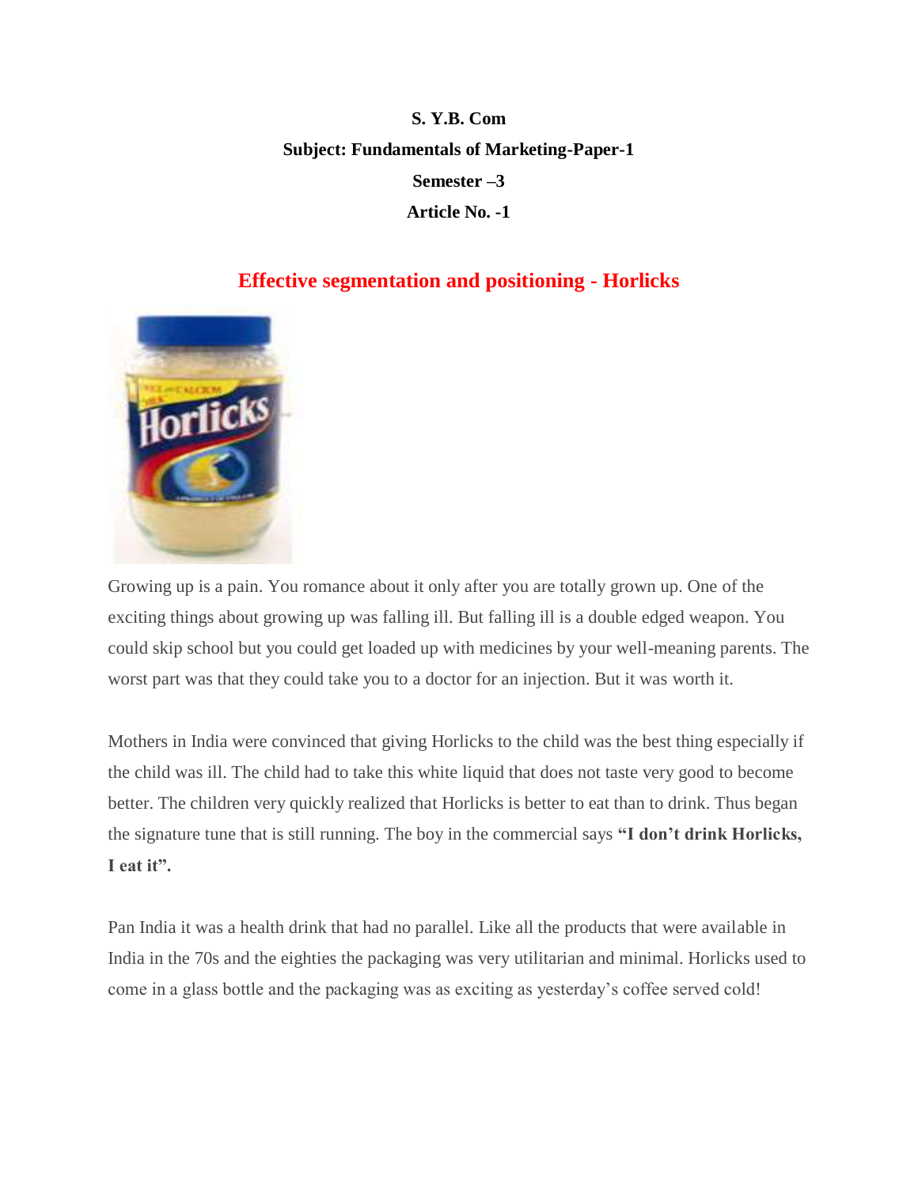**S. Y.B. Com**

**Subject: Fundamentals of Marketing-Paper-1**

**Semester –3**

**Article No. -1**

# Effective segmentation and positioning - Horlicks

Growing up is a pain. You romance about it only after you are totally grown up. One of the exciting things about growing up was falling ill. But falling ill is a double edged weapon. You could skip school but you could get loaded up with medicines by your well-meaning parents. The worst part was that they could take you to a doctor for an injection. But it was worth it.

Mothers in India were convinced that giving Horlicks to the child was the best thing especially if the child was ill. The child had to take this white liquid that does not taste very good to become better. The children very quickly realized that Horlicks is better to eat than to drink. Thus began the signature tune that is still running. The boy in the commercial says **"I don't drink Horlicks, I eat it".**

Pan India it was a health drink that had no parallel. Like all the products that were available in India in the 70s and the eighties the packaging was very utilitarian and minimal. Horlicks used to come in a glass bottle and the packaging was as exciting as yesterday's coffee served cold!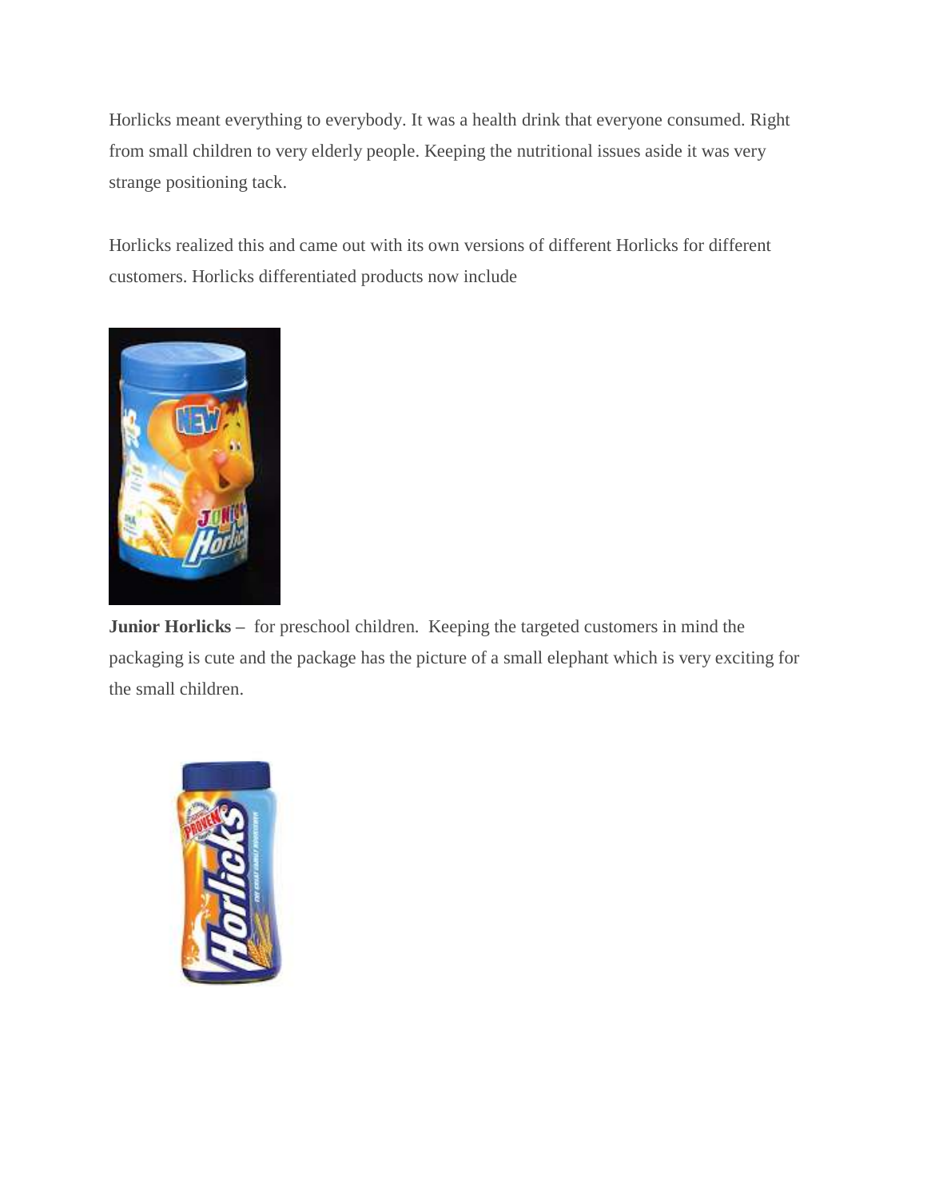Horlicks meant everything to everybody. It was a health drink that everyone consumed. Right from small children to very elderly people. Keeping the nutritional issues aside it was very strange positioning tack.

Horlicks realized this and came out with its own versions of different Horlicks for different customers. Horlicks differentiated products now include

**Junior Horlicks** – for preschool children. Keeping the targeted customers in mind the packaging is cute and the package has the picture of a small elephant which is very exciting for the small children.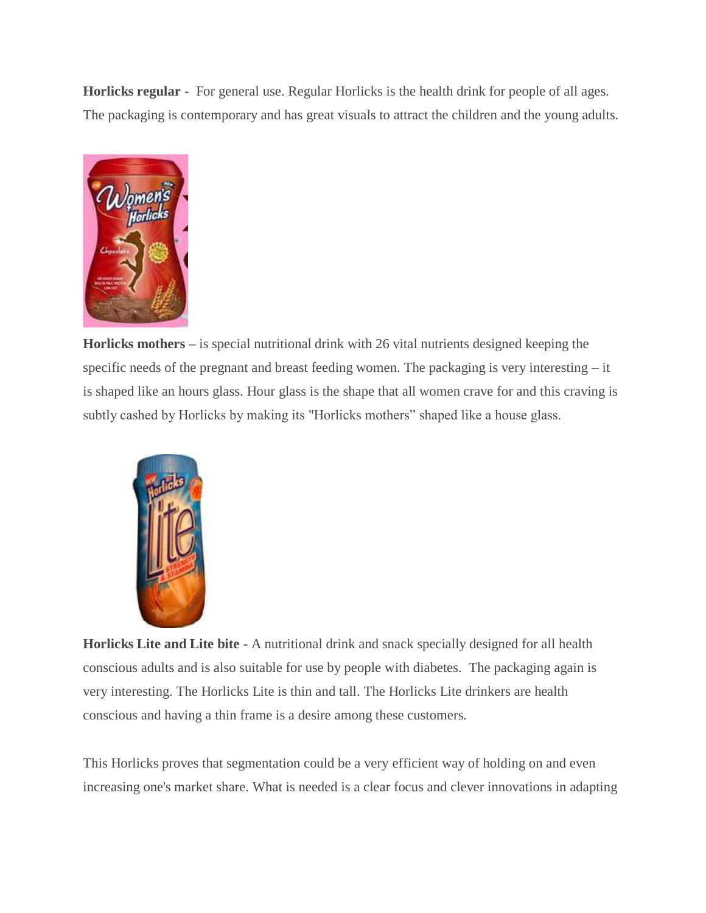**Horlicks regular -** For general use. Regular Horlicks is the health drink for people of all ages. The packaging is contemporary and has great visuals to attract the children and the young adults.

**Horlicks mothers –** is special nutritional drink with 26 vital nutrients designed keeping the specific needs of the pregnant and breast feeding women. The packaging is very interesting – it is shaped like an hours glass. Hour glass is the shape that all women crave for and this craving is subtly cashed by Horlicks by making its "Horlicks mothers" shaped like a house glass.

**Horlicks Lite and Lite bite -** A nutritional drink and snack specially designed for all health conscious adults and is also suitable for use by people with diabetes. The packaging again is very interesting. The Horlicks Lite is thin and tall. The Horlicks Lite drinkers are health conscious and having a thin frame is a desire among these customers.

This Horlicks proves that segmentation could be a very efficient way of holding on and even increasing one's market share. What is needed is a clear focus and clever innovations in adapting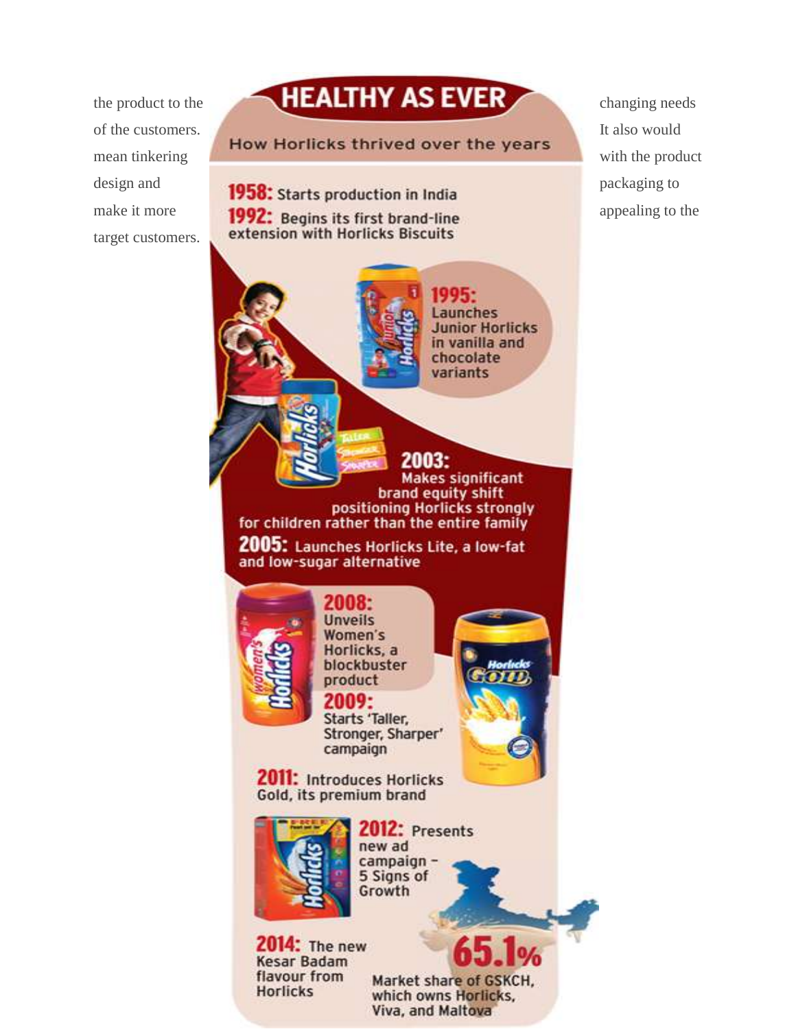the product to the changing needs of the customers. It also would mean tinkering with the product design and packaging to make it more appealing to the target customers.

## HEALTHY AS EVER

How Horlicks thrived over the years

**1958:** Starts production in India

**1992:** Begins its first brand-line extension with Horlicks Biscuits

**1995:** Launches Junior Horlicks in vanilla and chocolate variants

**2003:** Makes significant brand equity shift positioning Horlicks strongly for children rather than the entire family

**2005:** Launches Horlicks Lite, a low-fat and low-sugar alternative

**2008:** Unveils Women's Horlicks, a blockbuster product

**2009:** Starts 'Taller, Stronger, Sharper' campaign

**2011:** Introduces Horlicks Gold, its premium brand

**2012:** Presents new ad campaign – 5 Signs of Growth

**2014:** The new Kesar Badam flavour from Horlicks

**65.1%** Market share of GSKCH, which owns Horlicks, Viva, and Maltova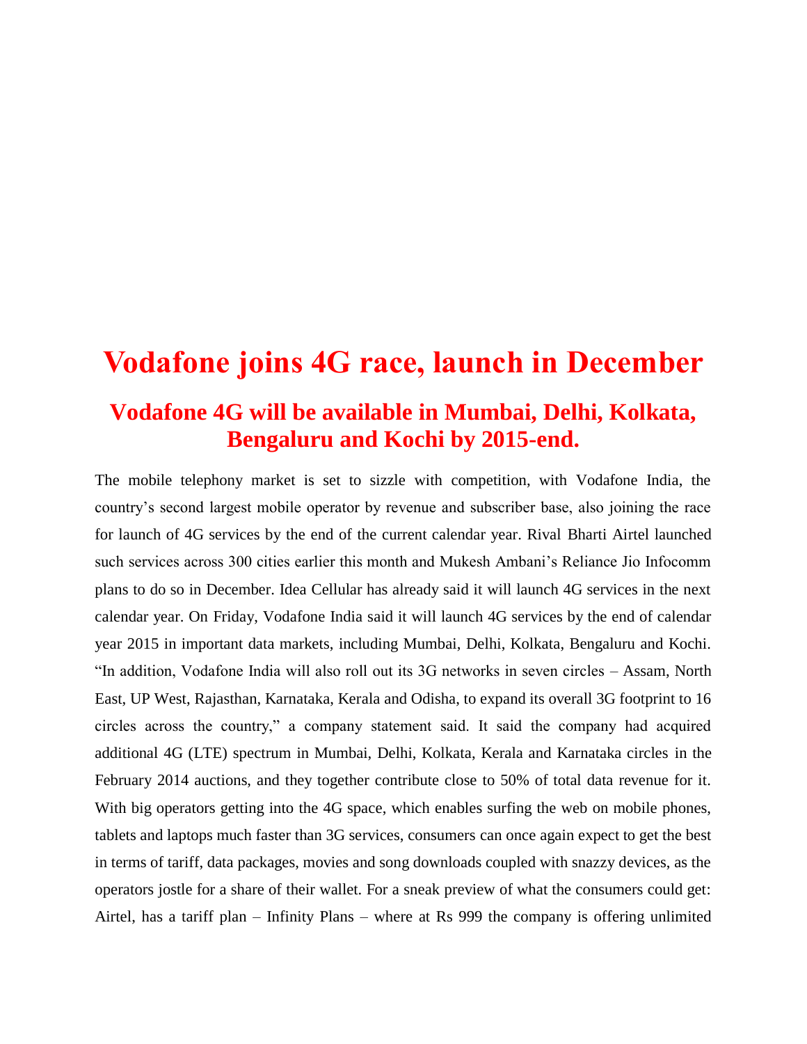# Vodafone joins 4G race, launch in December

## Vodafone 4G will be available in Mumbai, Delhi, Kolkata, Bengaluru and Kochi by 2015-end.

The mobile telephony market is set to sizzle with competition, with Vodafone India, the country's second largest mobile operator by revenue and subscriber base, also joining the race for launch of 4G services by the end of the current calendar year. Rival Bharti Airtel launched such services across 300 cities earlier this month and Mukesh Ambani's Reliance Jio Infocomm plans to do so in December. Idea Cellular has already said it will launch 4G services in the next calendar year. On Friday, Vodafone India said it will launch 4G services by the end of calendar year 2015 in important data markets, including Mumbai, Delhi, Kolkata, Bengaluru and Kochi. "In addition, Vodafone India will also roll out its 3G networks in seven circles – Assam, North East, UP West, Rajasthan, Karnataka, Kerala and Odisha, to expand its overall 3G footprint to 16 circles across the country," a company statement said. It said the company had acquired additional 4G (LTE) spectrum in Mumbai, Delhi, Kolkata, Kerala and Karnataka circles in the February 2014 auctions, and they together contribute close to 50% of total data revenue for it. With big operators getting into the 4G space, which enables surfing the web on mobile phones, tablets and laptops much faster than 3G services, consumers can once again expect to get the best in terms of tariff, data packages, movies and song downloads coupled with snazzy devices, as the operators jostle for a share of their wallet. For a sneak preview of what the consumers could get: Airtel, has a tariff plan – Infinity Plans – where at Rs 999 the company is offering unlimited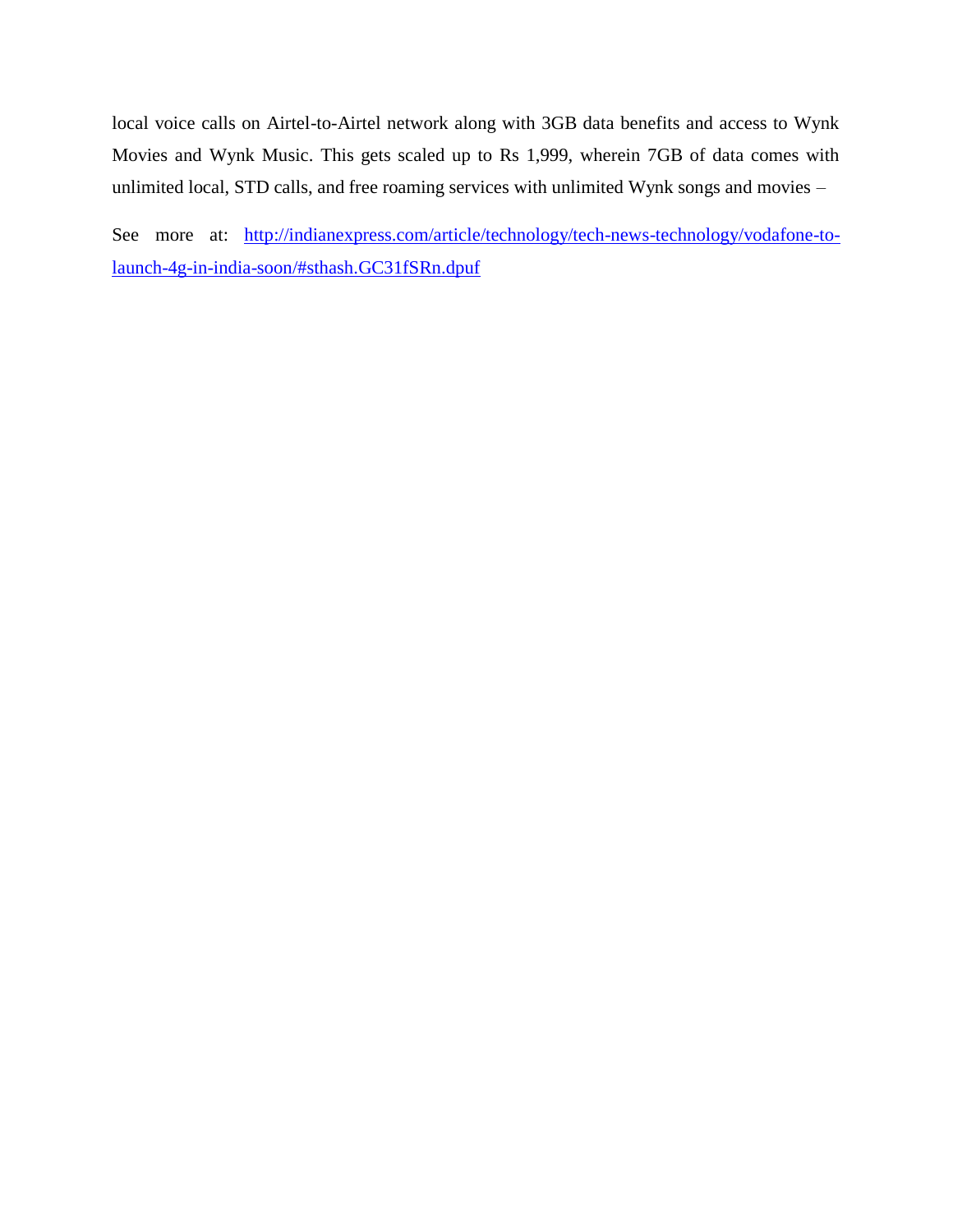local voice calls on Airtel-to-Airtel network along with 3GB data benefits and access to Wynk Movies and Wynk Music. This gets scaled up to Rs 1,999, wherein 7GB of data comes with unlimited local, STD calls, and free roaming services with unlimited Wynk songs and movies –

See more at: [http://indianexpress.com/article/technology/tech-news-technology/vodafone-to-launch-4g-in-india-soon/#sthash.GC31fSRn.dpuf](http://indianexpress.com/article/technology/tech-news-technology/vodafone-to-launch-4g-in-india-soon/#sthash.GC31fSRn.dpuf)